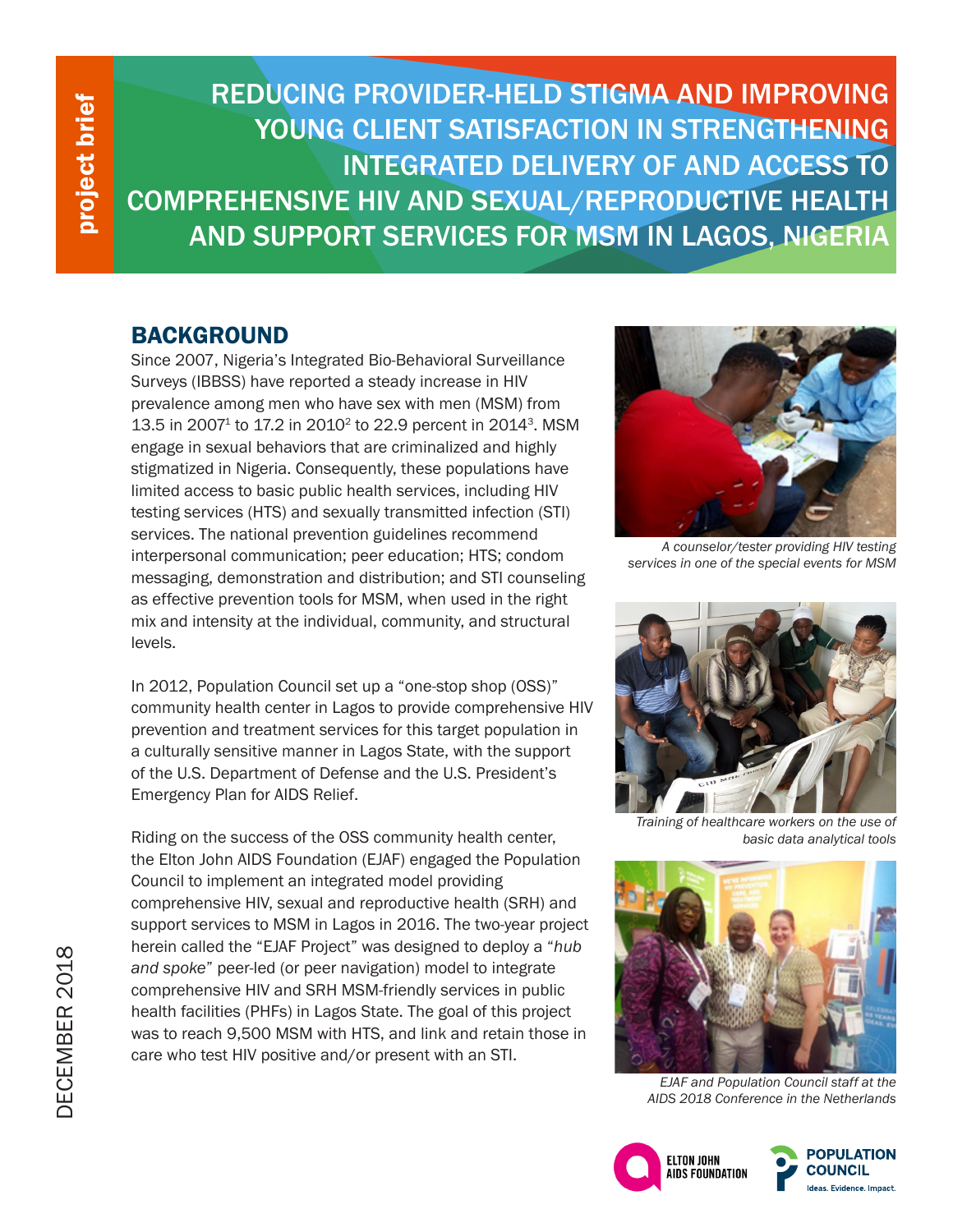# REDUCING PROVIDER-HELD STIGMA AND IMPROVING YOUNG CLIENT SATISFACTION IN STRENGTHENING INTEGRATED DELIVERY OF AND ACCESS TO COMPREHENSIVE HIV AND SEXUAL/REPRODUCTIVE HEALTH AND SUPPORT SERVICES FOR MSM IN LAGOS, NIGERIA

project brief

DECEMBER 2018

## BACKGROUND

Since 2007, Nigeria's Integrated Bio-Behavioral Surveillance Surveys (IBBSS) have reported a steady increase in HIV prevalence among men who have sex with men (MSM) from 13.5 in 2007[1] to 17.2 in 2010[2] to 22.9 percent in 2014[3]. MSM engage in sexual behaviors that are criminalized and highly stigmatized in Nigeria. Consequently, these populations have limited access to basic public health services, including HIV testing services (HTS) and sexually transmitted infection (STI) services. The national prevention guidelines recommend interpersonal communication; peer education; HTS; condom messaging, demonstration and distribution; and STI counseling as effective prevention tools for MSM, when used in the right mix and intensity at the individual, community, and structural levels.

In 2012, Population Council set up a "one-stop shop (OSS)" community health center in Lagos to provide comprehensive HIV prevention and treatment services for this target population in a culturally sensitive manner in Lagos State, with the support of the U.S. Department of Defense and the U.S. President's Emergency Plan for AIDS Relief.

Riding on the success of the OSS community health center, the Elton John AIDS Foundation (EJAF) engaged the Population Council to implement an integrated model providing comprehensive HIV, sexual and reproductive health (SRH) and support services to MSM in Lagos in 2016. The two-year project herein called the "EJAF Project" was designed to deploy a "*hub and spoke*" peer-led (or peer navigation) model to integrate comprehensive HIV and SRH MSM-friendly services in public health facilities (PHFs) in Lagos State. The goal of this project was to reach 9,500 MSM with HTS, and link and retain those in care who test HIV positive and/or present with an STI.

*A counselor/tester providing HIV testing services in one of the special events for MSM*

*Training of healthcare workers on the use of basic data analytical tools*

*EJAF and Population Council staff at the AIDS 2018 Conference in the Netherlands*

ELTON JOHN AIDS FOUNDATION

POPULATION COUNCIL
Ideas. Evidence. Impact.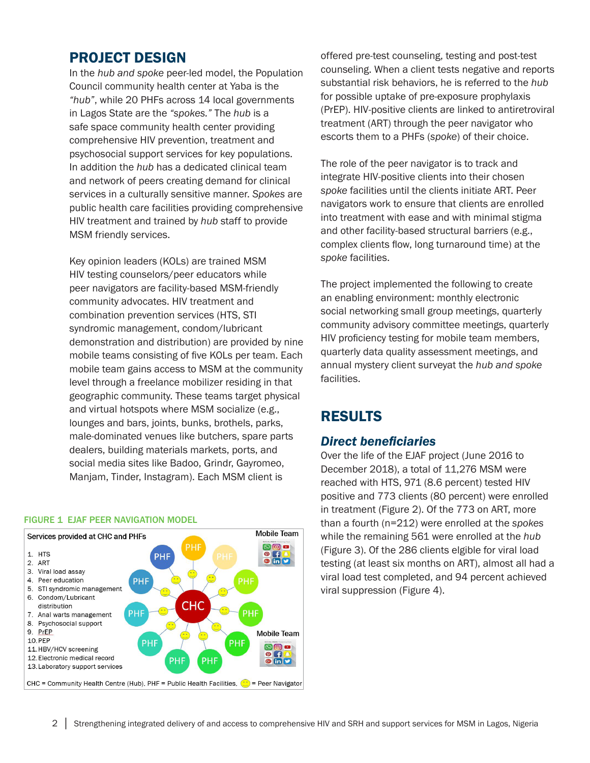## PROJECT DESIGN

In the *hub and spoke* peer-led model, the Population Council community health center at Yaba is the *"hub"*, while 20 PHFs across 14 local governments in Lagos State are the *"spokes."* The *hub* is a safe space community health center providing comprehensive HIV prevention, treatment and psychosocial support services for key populations. In addition the *hub* has a dedicated clinical team and network of peers creating demand for clinical services in a culturally sensitive manner. *Spokes* are public health care facilities providing comprehensive HIV treatment and trained by *hub* staff to provide MSM friendly services.

Key opinion leaders (KOLs) are trained MSM HIV testing counselors/peer educators while peer navigators are facility-based MSM-friendly community advocates. HIV treatment and combination prevention services (HTS, STI syndromic management, condom/lubricant demonstration and distribution) are provided by nine mobile teams consisting of five KOLs per team. Each mobile team gains access to MSM at the community level through a freelance mobilizer residing in that geographic community. These teams target physical and virtual hotspots where MSM socialize (e.g., lounges and bars, joints, bunks, brothels, parks, male-dominated venues like butchers, spare parts dealers, building materials markets, ports, and social media sites like Badoo, Grindr, Gayromeo, Manjam, Tinder, Instagram). Each MSM client is offered pre-test counseling, testing and post-test counseling. When a client tests negative and reports substantial risk behaviors, he is referred to the *hub* for possible uptake of pre-exposure prophylaxis (PrEP). HIV-positive clients are linked to antiretroviral treatment (ART) through the peer navigator who escorts them to a PHFs (*spoke*) of their choice.

**FIGURE 1 EJAF PEER NAVIGATION MODEL**

Services provided at CHC and PHFs

1. HTS
2. ART
3. Viral load assay
4. Peer education
5. STI syndromic management
6. Condom/Lubricant distribution
7. Anal warts management
8. Psychosocial support
9. PrEP
10. PEP
11. HBV/HCV screening
12. Electronic medical record
13. Laboratory support services

CHC = Community Health Centre (Hub). PHF = Public Health Facilities. = Peer Navigator

The role of the peer navigator is to track and integrate HIV-positive clients into their chosen *spoke* facilities until the clients initiate ART. Peer navigators work to ensure that clients are enrolled into treatment with ease and with minimal stigma and other facility-based structural barriers (e.g., complex clients flow, long turnaround time) at the *spoke* facilities.

The project implemented the following to create an enabling environment: monthly electronic social networking small group meetings, quarterly community advisory committee meetings, quarterly HIV proficiency testing for mobile team members, quarterly data quality assessment meetings, and annual mystery client surveyat the *hub and spoke* facilities.

## RESULTS

### *Direct beneficiaries*

Over the life of the EJAF project (June 2016 to December 2018), a total of 11,276 MSM were reached with HTS, 971 (8.6 percent) tested HIV positive and 773 clients (80 percent) were enrolled in treatment (Figure 2). Of the 773 on ART, more than a fourth (n=212) were enrolled at the *spokes* while the remaining 561 were enrolled at the *hub* (Figure 3). Of the 286 clients elgible for viral load testing (at least six months on ART), almost all had a viral load test completed, and 94 percent achieved viral suppression (Figure 4).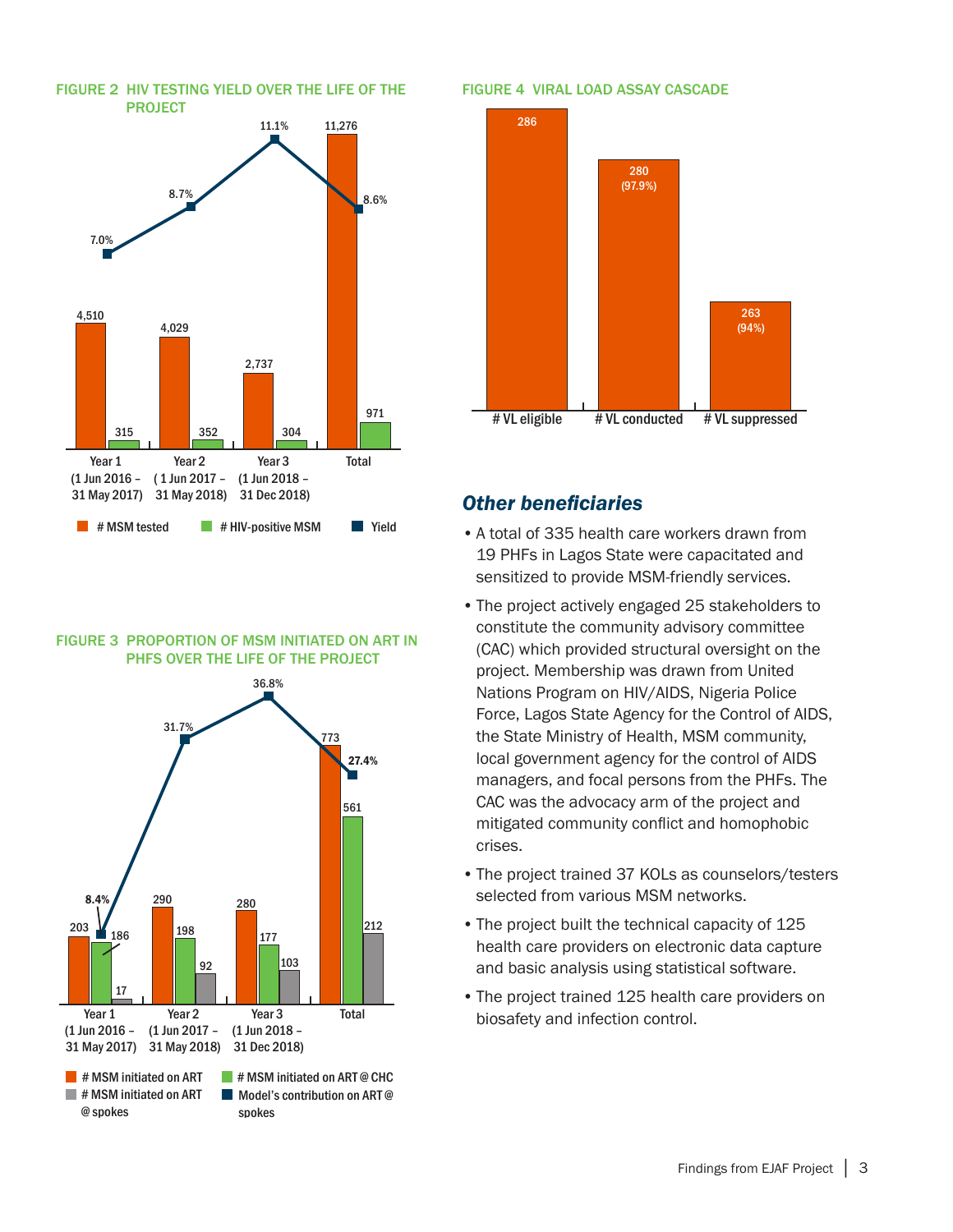**FIGURE 2 HIV TESTING YIELD OVER THE LIFE OF THE PROJECT**

| | # MSM tested | # HIV-positive MSM | Yield |
|---|---|---|---|
| Year 1 (1 Jun 2016 – 31 May 2017) | 4,510 | 315 | 7.0% |
| Year 2 ( 1 Jun 2017 – 31 May 2018) | 4,029 | 352 | 8.7% |
| Year 3 (1 Jun 2018 – 31 Dec 2018) | 2,737 | 304 | 11.1% |
| Total | 11,276 | 971 | 8.6% |

**FIGURE 3 PROPORTION OF MSM INITIATED ON ART IN PHFS OVER THE LIFE OF THE PROJECT**

| | # MSM initiated on ART | # MSM initiated on ART @ CHC | # MSM initiated on ART @ spokes | Model's contribution on ART @ spokes |
|---|---|---|---|---|
| Year 1 (1 Jun 2016 – 31 May 2017) | 203 | 186 | 17 | 8.4% |
| Year 2 (1 Jun 2017 – 31 May 2018) | 290 | 198 | 92 | 31.7% |
| Year 3 (1 Jun 2018 – 31 Dec 2018) | 280 | 177 | 103 | 36.8% |
| Total | 773 | 561 | 212 | 27.4% |

**FIGURE 4 VIRAL LOAD ASSAY CASCADE**

| # VL eligible | # VL conducted | # VL suppressed |
|---|---|---|
| 286 | 280 (97.9%) | 263 (94%) |

## *Other beneficiaries*

- A total of 335 health care workers drawn from 19 PHFs in Lagos State were capacitated and sensitized to provide MSM-friendly services.
- The project actively engaged 25 stakeholders to constitute the community advisory committee (CAC) which provided structural oversight on the project. Membership was drawn from United Nations Program on HIV/AIDS, Nigeria Police Force, Lagos State Agency for the Control of AIDS, the State Ministry of Health, MSM community, local government agency for the control of AIDS managers, and focal persons from the PHFs. The CAC was the advocacy arm of the project and mitigated community conflict and homophobic crises.
- The project trained 37 KOLs as counselors/testers selected from various MSM networks.
- The project built the technical capacity of 125 health care providers on electronic data capture and basic analysis using statistical software.
- The project trained 125 health care providers on biosafety and infection control.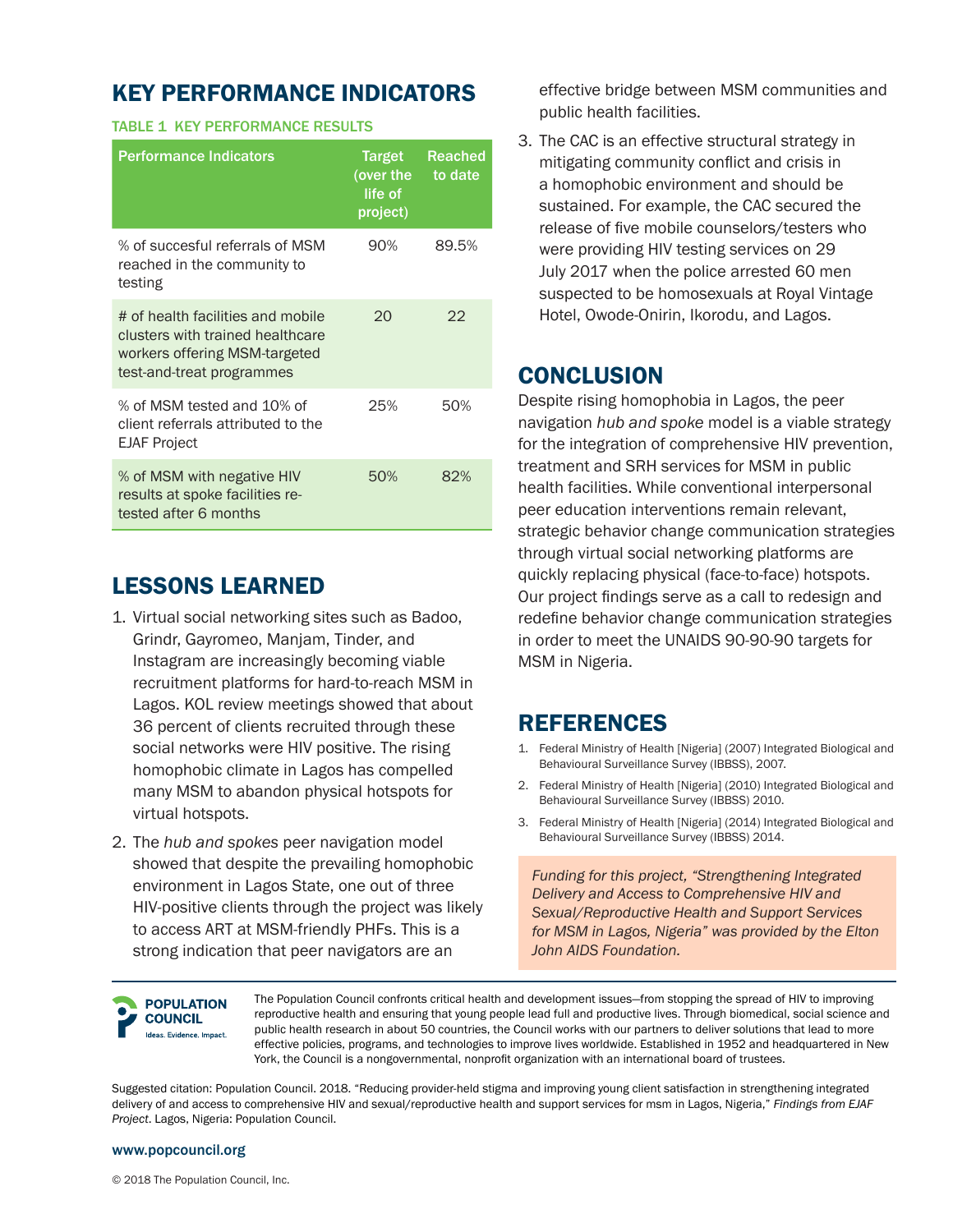## KEY PERFORMANCE INDICATORS

**TABLE 1 KEY PERFORMANCE RESULTS**

| Performance Indicators | Target (over the life of project) | Reached to date |
|---|---|---|
| % of succesful referrals of MSM reached in the community to testing | 90% | 89.5% |
| # of health facilities and mobile clusters with trained healthcare workers offering MSM-targeted test-and-treat programmes | 20 | 22 |
| % of MSM tested and 10% of client referrals attributed to the EJAF Project | 25% | 50% |
| % of MSM with negative HIV results at spoke facilities re-tested after 6 months | 50% | 82% |

## LESSONS LEARNED

1. Virtual social networking sites such as Badoo, Grindr, Gayromeo, Manjam, Tinder, and Instagram are increasingly becoming viable recruitment platforms for hard-to-reach MSM in Lagos. KOL review meetings showed that about 36 percent of clients recruited through these social networks were HIV positive. The rising homophobic climate in Lagos has compelled many MSM to abandon physical hotspots for virtual hotspots.
2. The *hub and spokes* peer navigation model showed that despite the prevailing homophobic environment in Lagos State, one out of three HIV-positive clients through the project was likely to access ART at MSM-friendly PHFs. This is a strong indication that peer navigators are an effective bridge between MSM communities and public health facilities.
3. The CAC is an effective structural strategy in mitigating community conflict and crisis in a homophobic environment and should be sustained. For example, the CAC secured the release of five mobile counselors/testers who were providing HIV testing services on 29 July 2017 when the police arrested 60 men suspected to be homosexuals at Royal Vintage Hotel, Owode-Onirin, Ikorodu, and Lagos.

## CONCLUSION

Despite rising homophobia in Lagos, the peer navigation *hub and spoke* model is a viable strategy for the integration of comprehensive HIV prevention, treatment and SRH services for MSM in public health facilities. While conventional interpersonal peer education interventions remain relevant, strategic behavior change communication strategies through virtual social networking platforms are quickly replacing physical (face-to-face) hotspots. Our project findings serve as a call to redesign and redefine behavior change communication strategies in order to meet the UNAIDS 90-90-90 targets for MSM in Nigeria.

## REFERENCES

1. Federal Ministry of Health [Nigeria] (2007) Integrated Biological and Behavioural Surveillance Survey (IBBSS), 2007.
2. Federal Ministry of Health [Nigeria] (2010) Integrated Biological and Behavioural Surveillance Survey (IBBSS) 2010.
3. Federal Ministry of Health [Nigeria] (2014) Integrated Biological and Behavioural Surveillance Survey (IBBSS) 2014.

*Funding for this project, "Strengthening Integrated Delivery and Access to Comprehensive HIV and Sexual/Reproductive Health and Support Services for MSM in Lagos, Nigeria" was provided by the Elton John AIDS Foundation.*

POPULATION COUNCIL
Ideas. Evidence. Impact.

The Population Council confronts critical health and development issues—from stopping the spread of HIV to improving reproductive health and ensuring that young people lead full and productive lives. Through biomedical, social science and public health research in about 50 countries, the Council works with our partners to deliver solutions that lead to more effective policies, programs, and technologies to improve lives worldwide. Established in 1952 and headquartered in New York, the Council is a nongovernmental, nonprofit organization with an international board of trustees.

Suggested citation: Population Council. 2018. "Reducing provider-held stigma and improving young client satisfaction in strengthening integrated delivery of and access to comprehensive HIV and sexual/reproductive health and support services for msm in Lagos, Nigeria," *Findings from EJAF Project*. Lagos, Nigeria: Population Council.

www.popcouncil.org

© 2018 The Population Council, Inc.